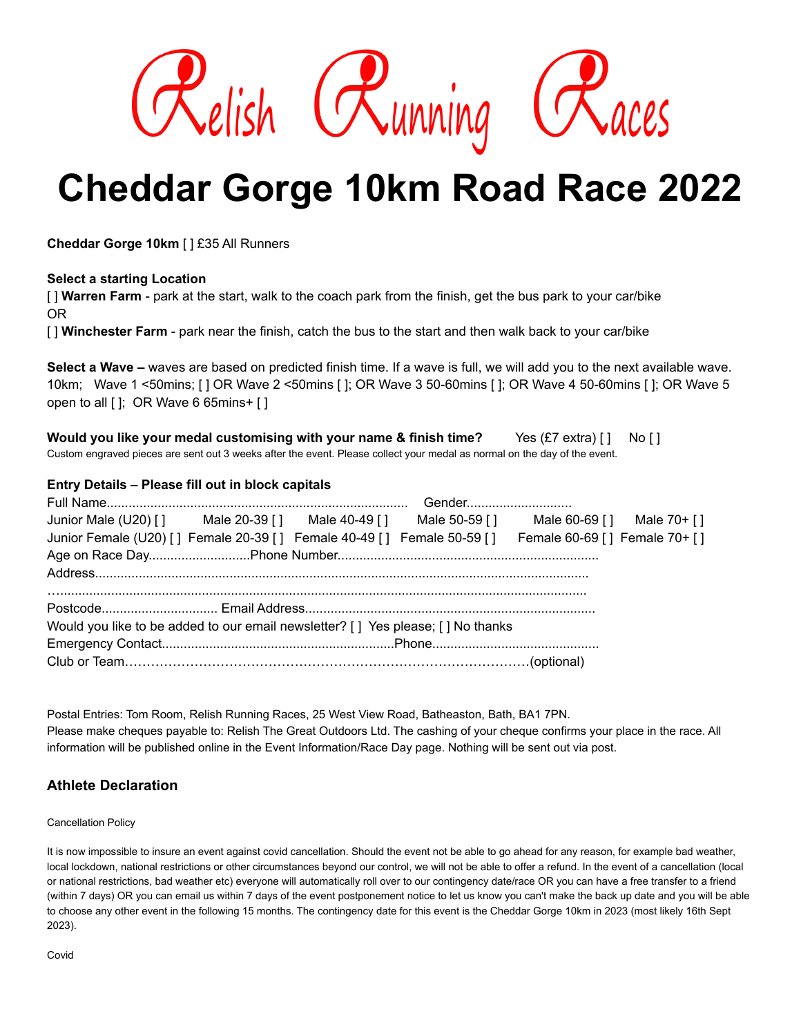# Relish Running Races

# Cheddar Gorge 10km Road Race 2022

**Cheddar Gorge 10km** [ ] £35 All Runners

**Select a starting Location**
[ ] **Warren Farm** - park at the start, walk to the coach park from the finish, get the bus park to your car/bike
OR
[ ] **Winchester Farm** - park near the finish, catch the bus to the start and then walk back to your car/bike

**Select a Wave –** waves are based on predicted finish time. If a wave is full, we will add you to the next available wave.
10km; Wave 1 <50mins; [ ] OR Wave 2 <50mins [ ]; OR Wave 3 50-60mins [ ]; OR Wave 4 50-60mins [ ]; OR Wave 5 open to all [ ]; OR Wave 6 65mins+ [ ]

**Would you like your medal customising with your name & finish time?** Yes (£7 extra) [ ] No [ ]
Custom engraved pieces are sent out 3 weeks after the event. Please collect your medal as normal on the day of the event.

**Entry Details – Please fill out in block capitals**
Full Name.................................................................................... Gender............................
Junior Male (U20) [ ] Male 20-39 [ ] Male 40-49 [ ] Male 50-59 [ ] Male 60-69 [ ] Male 70+ [ ]
Junior Female (U20) [ ] Female 20-39 [ ] Female 40-49 [ ] Female 50-59 [ ] Female 60-69 [ ] Female 70+ [ ]
Age on Race Day............................Phone Number.......................................................................
Address.......................................................................................................................................
…...............................................................................................................................................
Postcode................................ Email Address...............................................................................
Would you like to be added to our email newsletter? [ ] Yes please; [ ] No thanks
Emergency Contact................................................................Phone.............................................
Club or Team………………………………………………………………………………(optional)

Postal Entries: Tom Room, Relish Running Races, 25 West View Road, Batheaston, Bath, BA1 7PN.
Please make cheques payable to: Relish The Great Outdoors Ltd. The cashing of your cheque confirms your place in the race. All information will be published online in the Event Information/Race Day page. Nothing will be sent out via post.

## Athlete Declaration

Cancellation Policy

It is now impossible to insure an event against covid cancellation. Should the event not be able to go ahead for any reason, for example bad weather, local lockdown, national restrictions or other circumstances beyond our control, we will not be able to offer a refund. In the event of a cancellation (local or national restrictions, bad weather etc) everyone will automatically roll over to our contingency date/race OR you can have a free transfer to a friend (within 7 days) OR you can email us within 7 days of the event postponement notice to let us know you can't make the back up date and you will be able to choose any other event in the following 15 months. The contingency date for this event is the Cheddar Gorge 10km in 2023 (most likely 16th Sept 2023).

Covid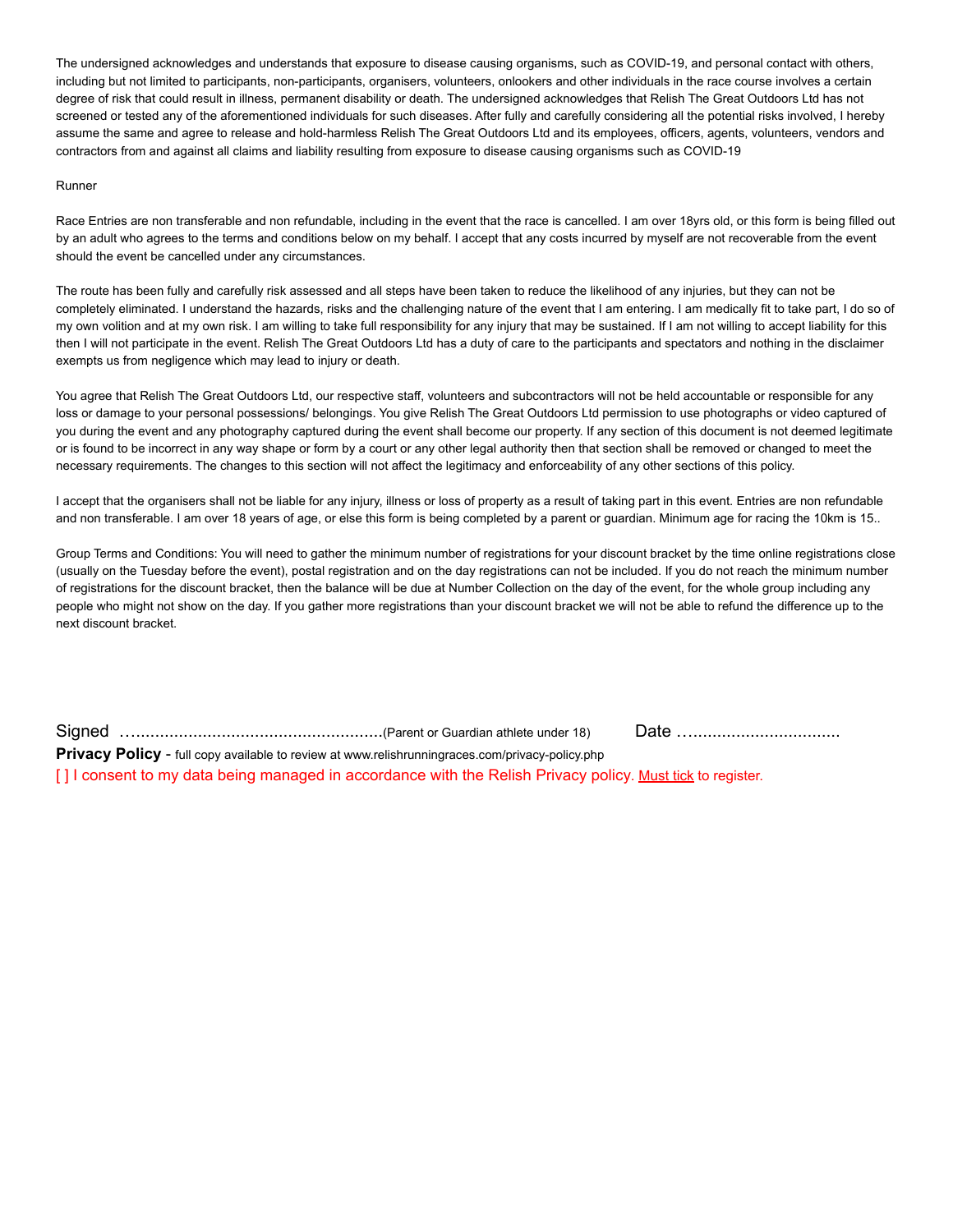The undersigned acknowledges and understands that exposure to disease causing organisms, such as COVID-19, and personal contact with others, including but not limited to participants, non-participants, organisers, volunteers, onlookers and other individuals in the race course involves a certain degree of risk that could result in illness, permanent disability or death. The undersigned acknowledges that Relish The Great Outdoors Ltd has not screened or tested any of the aforementioned individuals for such diseases. After fully and carefully considering all the potential risks involved, I hereby assume the same and agree to release and hold-harmless Relish The Great Outdoors Ltd and its employees, officers, agents, volunteers, vendors and contractors from and against all claims and liability resulting from exposure to disease causing organisms such as COVID-19

Runner

Race Entries are non transferable and non refundable, including in the event that the race is cancelled. I am over 18yrs old, or this form is being filled out by an adult who agrees to the terms and conditions below on my behalf. I accept that any costs incurred by myself are not recoverable from the event should the event be cancelled under any circumstances.

The route has been fully and carefully risk assessed and all steps have been taken to reduce the likelihood of any injuries, but they can not be completely eliminated. I understand the hazards, risks and the challenging nature of the event that I am entering. I am medically fit to take part, I do so of my own volition and at my own risk. I am willing to take full responsibility for any injury that may be sustained. If I am not willing to accept liability for this then I will not participate in the event. Relish The Great Outdoors Ltd has a duty of care to the participants and spectators and nothing in the disclaimer exempts us from negligence which may lead to injury or death.

You agree that Relish The Great Outdoors Ltd, our respective staff, volunteers and subcontractors will not be held accountable or responsible for any loss or damage to your personal possessions/ belongings. You give Relish The Great Outdoors Ltd permission to use photographs or video captured of you during the event and any photography captured during the event shall become our property. If any section of this document is not deemed legitimate or is found to be incorrect in any way shape or form by a court or any other legal authority then that section shall be removed or changed to meet the necessary requirements. The changes to this section will not affect the legitimacy and enforceability of any other sections of this policy.

I accept that the organisers shall not be liable for any injury, illness or loss of property as a result of taking part in this event. Entries are non refundable and non transferable. I am over 18 years of age, or else this form is being completed by a parent or guardian. Minimum age for racing the 10km is 15..

Group Terms and Conditions: You will need to gather the minimum number of registrations for your discount bracket by the time online registrations close (usually on the Tuesday before the event), postal registration and on the day registrations can not be included. If you do not reach the minimum number of registrations for the discount bracket, then the balance will be due at Number Collection on the day of the event, for the whole group including any people who might not show on the day. If you gather more registrations than your discount bracket we will not be able to refund the difference up to the next discount bracket.

Signed ……………………………………………….(Parent or Guardian athlete under 18)     Date ……………………………

**Privacy Policy** - full copy available to review at www.relishrunningraces.com/privacy-policy.php

[ ] I consent to my data being managed in accordance with the Relish Privacy policy. Must tick to register.